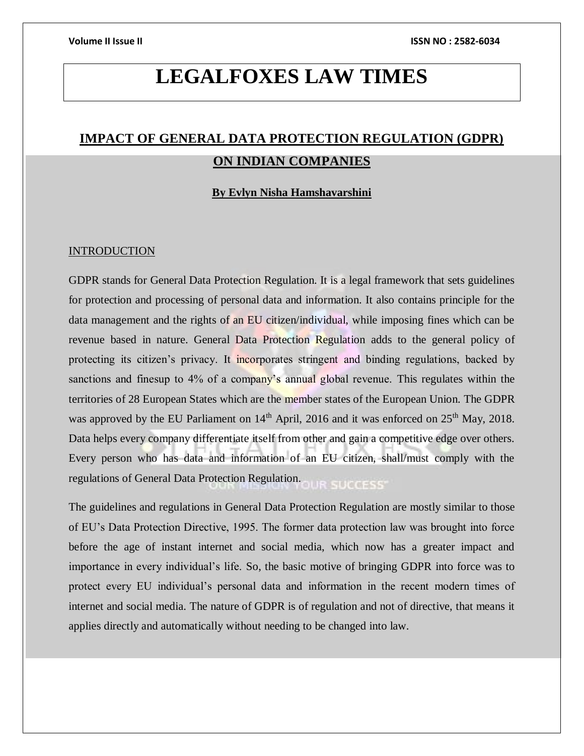# LEGALFOXES LAW TIMES

## IMPACT OF GENERAL DATA PROTECTION REGULATION (GDPR) ON INDIAN COMPANIES

**By Evlyn Nisha Hamshavarshini**

### INTRODUCTION

GDPR stands for General Data Protection Regulation. It is a legal framework that sets guidelines for protection and processing of personal data and information. It also contains principle for the data management and the rights of an EU citizen/individual, while imposing fines which can be revenue based in nature. General Data Protection Regulation adds to the general policy of protecting its citizen's privacy. It incorporates stringent and binding regulations, backed by sanctions and finesup to 4% of a company's annual global revenue. This regulates within the territories of 28 European States which are the member states of the European Union. The GDPR was approved by the EU Parliament on 14th April, 2016 and it was enforced on 25th May, 2018. Data helps every company differentiate itself from other and gain a competitive edge over others. Every person who has data and information of an EU citizen, shall/must comply with the regulations of General Data Protection Regulation.

The guidelines and regulations in General Data Protection Regulation are mostly similar to those of EU's Data Protection Directive, 1995. The former data protection law was brought into force before the age of instant internet and social media, which now has a greater impact and importance in every individual's life. So, the basic motive of bringing GDPR into force was to protect every EU individual's personal data and information in the recent modern times of internet and social media. The nature of GDPR is of regulation and not of directive, that means it applies directly and automatically without needing to be changed into law.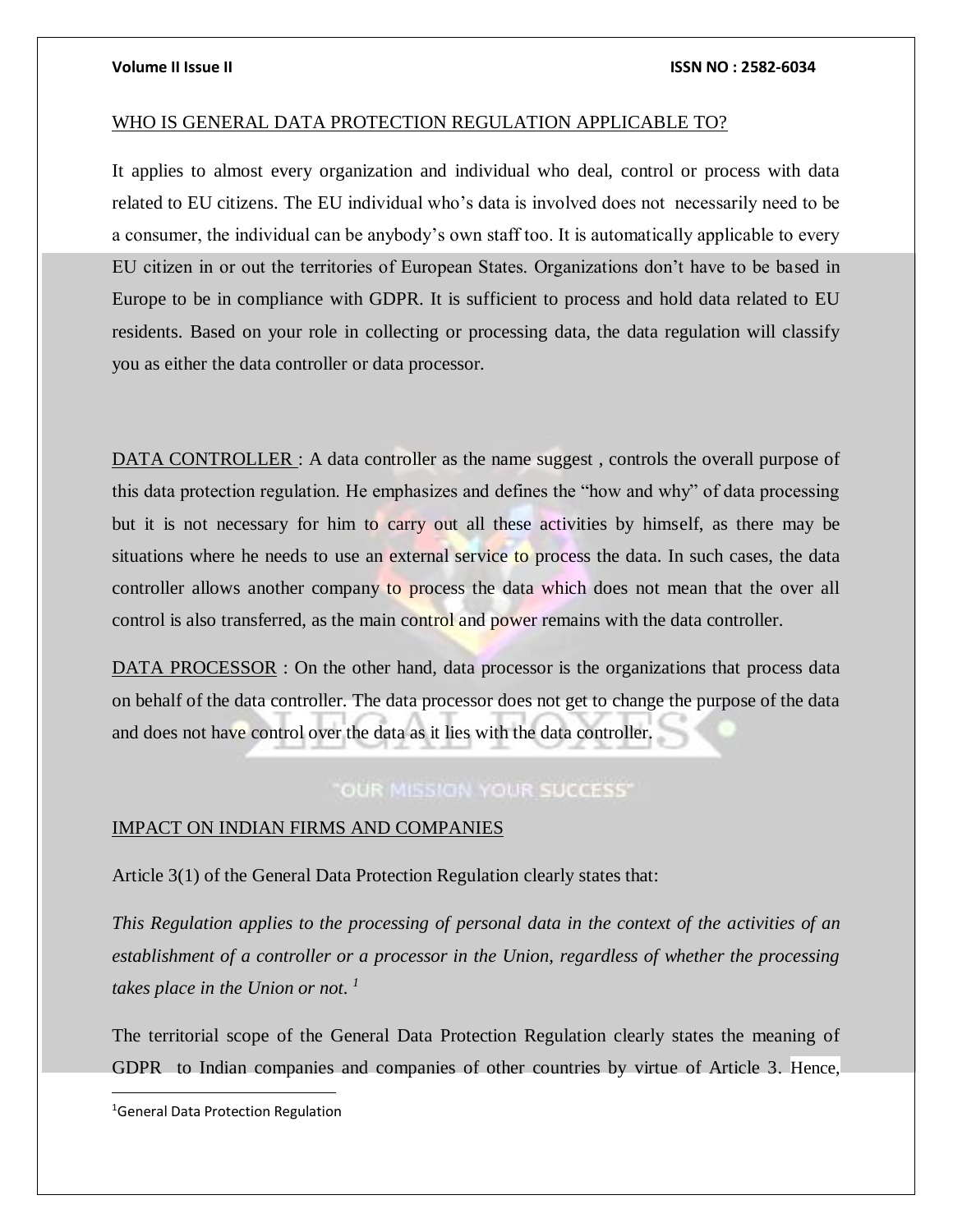## WHO IS GENERAL DATA PROTECTION REGULATION APPLICABLE TO?

It applies to almost every organization and individual who deal, control or process with data related to EU citizens. The EU individual who's data is involved does not necessarily need to be a consumer, the individual can be anybody's own staff too. It is automatically applicable to every EU citizen in or out the territories of European States. Organizations don't have to be based in Europe to be in compliance with GDPR. It is sufficient to process and hold data related to EU residents. Based on your role in collecting or processing data, the data regulation will classify you as either the data controller or data processor.

DATA CONTROLLER : A data controller as the name suggest , controls the overall purpose of this data protection regulation. He emphasizes and defines the "how and why" of data processing but it is not necessary for him to carry out all these activities by himself, as there may be situations where he needs to use an external service to process the data. In such cases, the data controller allows another company to process the data which does not mean that the over all control is also transferred, as the main control and power remains with the data controller.

DATA PROCESSOR : On the other hand, data processor is the organizations that process data on behalf of the data controller. The data processor does not get to change the purpose of the data and does not have control over the data as it lies with the data controller.

## IMPACT ON INDIAN FIRMS AND COMPANIES

Article 3(1) of the General Data Protection Regulation clearly states that:

*This Regulation applies to the processing of personal data in the context of the activities of an establishment of a controller or a processor in the Union, regardless of whether the processing takes place in the Union or not.* [1]

The territorial scope of the General Data Protection Regulation clearly states the meaning of GDPR to Indian companies and companies of other countries by virtue of Article 3. Hence,

[1] General Data Protection Regulation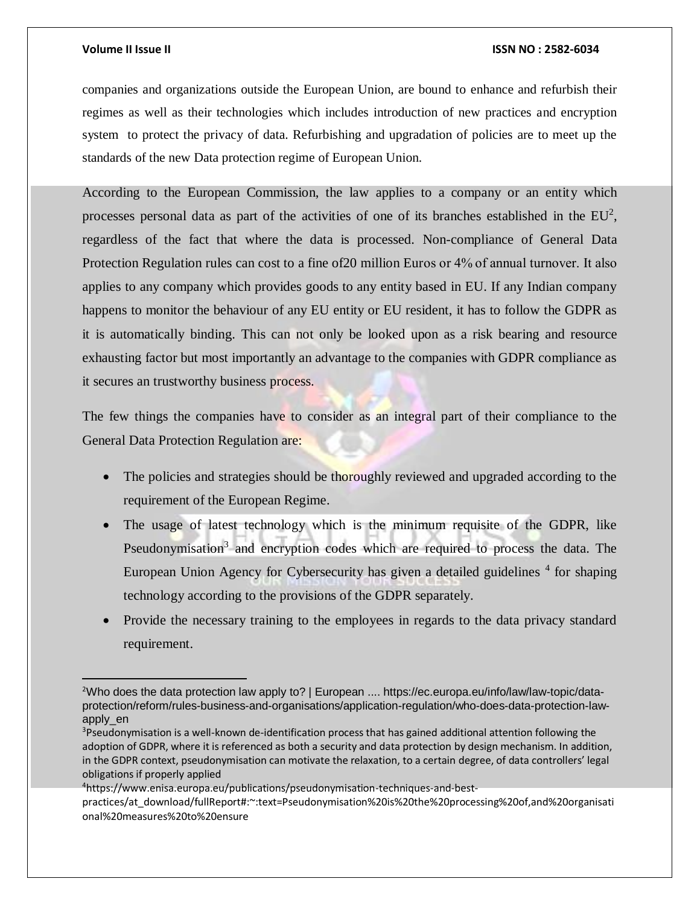companies and organizations outside the European Union, are bound to enhance and refurbish their regimes as well as their technologies which includes introduction of new practices and encryption system to protect the privacy of data. Refurbishing and upgradation of policies are to meet up the standards of the new Data protection regime of European Union.

According to the European Commission, the law applies to a company or an entity which processes personal data as part of the activities of one of its branches established in the EU[2], regardless of the fact that where the data is processed. Non-compliance of General Data Protection Regulation rules can cost to a fine of20 million Euros or 4% of annual turnover. It also applies to any company which provides goods to any entity based in EU. If any Indian company happens to monitor the behaviour of any EU entity or EU resident, it has to follow the GDPR as it is automatically binding. This can not only be looked upon as a risk bearing and resource exhausting factor but most importantly an advantage to the companies with GDPR compliance as it secures an trustworthy business process.

The few things the companies have to consider as an integral part of their compliance to the General Data Protection Regulation are:

- The policies and strategies should be thoroughly reviewed and upgraded according to the requirement of the European Regime.
- The usage of latest technology which is the minimum requisite of the GDPR, like Pseudonymisation[3] and encryption codes which are required to process the data. The European Union Agency for Cybersecurity has given a detailed guidelines [4] for shaping technology according to the provisions of the GDPR separately.
- Provide the necessary training to the employees in regards to the data privacy standard requirement.

---

[2]Who does the data protection law apply to? | European .... https://ec.europa.eu/info/law/law-topic/data-protection/reform/rules-business-and-organisations/application-regulation/who-does-data-protection-law-apply_en

[3]Pseudonymisation is a well-known de-identification process that has gained additional attention following the adoption of GDPR, where it is referenced as both a security and data protection by design mechanism. In addition, in the GDPR context, pseudonymisation can motivate the relaxation, to a certain degree, of data controllers' legal obligations if properly applied

[4]https://www.enisa.europa.eu/publications/pseudonymisation-techniques-and-best-practices/at_download/fullReport#:~:text=Pseudonymisation%20is%20the%20processing%20of,and%20organisational%20measures%20to%20ensure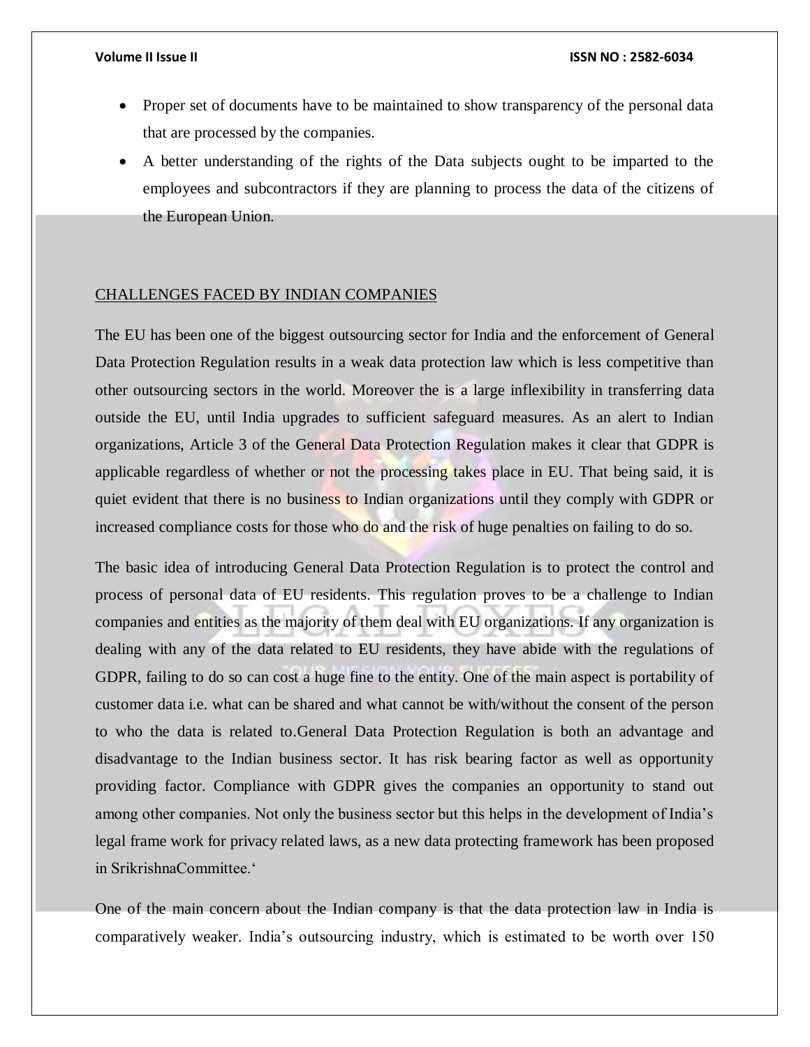- Proper set of documents have to be maintained to show transparency of the personal data that are processed by the companies.
- A better understanding of the rights of the Data subjects ought to be imparted to the employees and subcontractors if they are planning to process the data of the citizens of the European Union.

## CHALLENGES FACED BY INDIAN COMPANIES

The EU has been one of the biggest outsourcing sector for India and the enforcement of General Data Protection Regulation results in a weak data protection law which is less competitive than other outsourcing sectors in the world. Moreover the is a large inflexibility in transferring data outside the EU, until India upgrades to sufficient safeguard measures. As an alert to Indian organizations, Article 3 of the General Data Protection Regulation makes it clear that GDPR is applicable regardless of whether or not the processing takes place in EU. That being said, it is quiet evident that there is no business to Indian organizations until they comply with GDPR or increased compliance costs for those who do and the risk of huge penalties on failing to do so.

The basic idea of introducing General Data Protection Regulation is to protect the control and process of personal data of EU residents. This regulation proves to be a challenge to Indian companies and entities as the majority of them deal with EU organizations. If any organization is dealing with any of the data related to EU residents, they have abide with the regulations of GDPR, failing to do so can cost a huge fine to the entity. One of the main aspect is portability of customer data i.e. what can be shared and what cannot be with/without the consent of the person to who the data is related to.General Data Protection Regulation is both an advantage and disadvantage to the Indian business sector. It has risk bearing factor as well as opportunity providing factor. Compliance with GDPR gives the companies an opportunity to stand out among other companies. Not only the business sector but this helps in the development of India's legal frame work for privacy related laws, as a new data protecting framework has been proposed in SrikrishnaCommittee.'

One of the main concern about the Indian company is that the data protection law in India is comparatively weaker. India's outsourcing industry, which is estimated to be worth over 150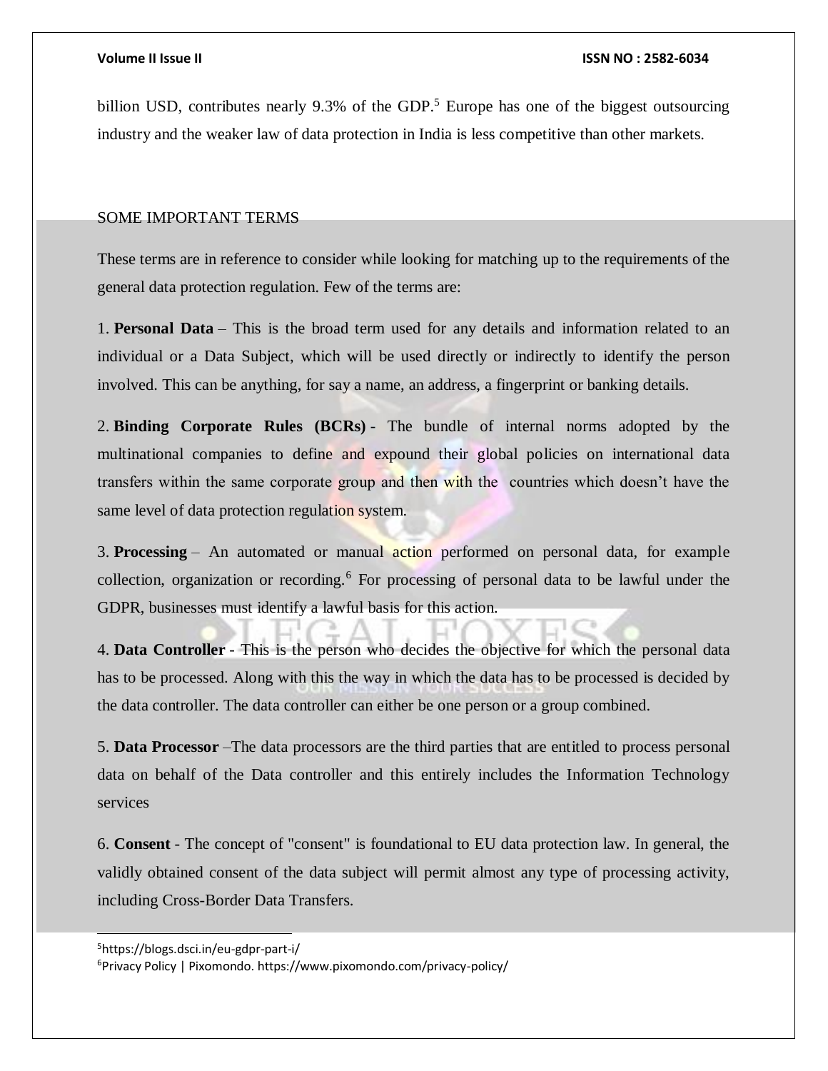billion USD, contributes nearly 9.3% of the GDP.[5] Europe has one of the biggest outsourcing industry and the weaker law of data protection in India is less competitive than other markets.

## SOME IMPORTANT TERMS

These terms are in reference to consider while looking for matching up to the requirements of the general data protection regulation. Few of the terms are:

1. **Personal Data** – This is the broad term used for any details and information related to an individual or a Data Subject, which will be used directly or indirectly to identify the person involved. This can be anything, for say a name, an address, a fingerprint or banking details.

2. **Binding Corporate Rules (BCRs)** - The bundle of internal norms adopted by the multinational companies to define and expound their global policies on international data transfers within the same corporate group and then with the countries which doesn't have the same level of data protection regulation system.

3. **Processing** – An automated or manual action performed on personal data, for example collection, organization or recording.[6] For processing of personal data to be lawful under the GDPR, businesses must identify a lawful basis for this action.

4. **Data Controller** - This is the person who decides the objective for which the personal data has to be processed. Along with this the way in which the data has to be processed is decided by the data controller. The data controller can either be one person or a group combined.

5. **Data Processor** –The data processors are the third parties that are entitled to process personal data on behalf of the Data controller and this entirely includes the Information Technology services

6. **Consent** - The concept of "consent" is foundational to EU data protection law. In general, the validly obtained consent of the data subject will permit almost any type of processing activity, including Cross-Border Data Transfers.

---

[5] https://blogs.dsci.in/eu-gdpr-part-i/

[6] Privacy Policy | Pixomondo. https://www.pixomondo.com/privacy-policy/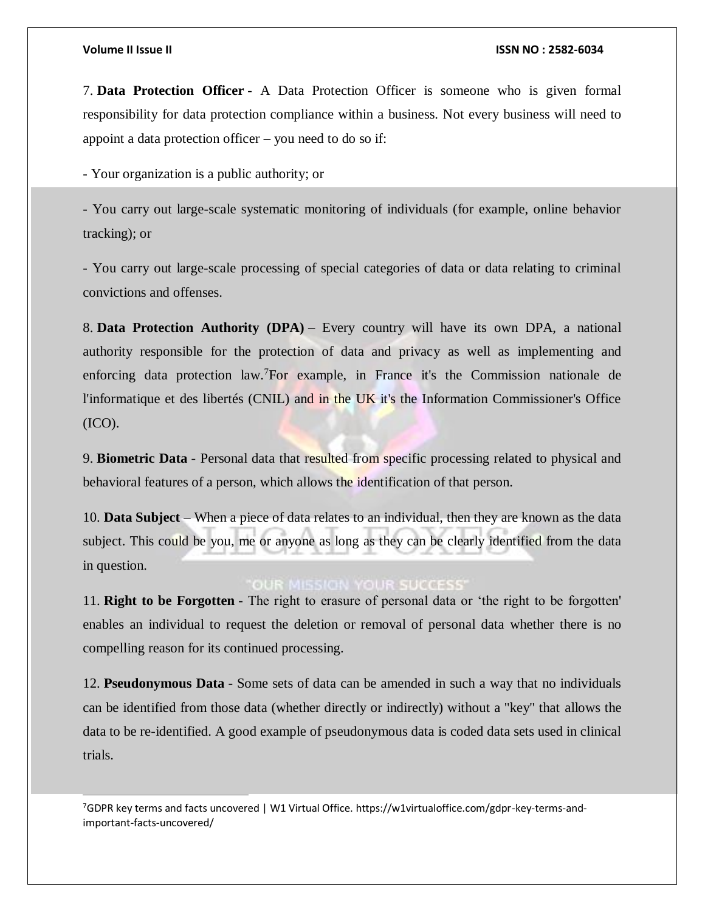7. **Data Protection Officer** - A Data Protection Officer is someone who is given formal responsibility for data protection compliance within a business. Not every business will need to appoint a data protection officer – you need to do so if:

- Your organization is a public authority; or

- You carry out large-scale systematic monitoring of individuals (for example, online behavior tracking); or

- You carry out large-scale processing of special categories of data or data relating to criminal convictions and offenses.

8. **Data Protection Authority (DPA)** – Every country will have its own DPA, a national authority responsible for the protection of data and privacy as well as implementing and enforcing data protection law.[7]For example, in France it's the Commission nationale de l'informatique et des libertés (CNIL) and in the UK it's the Information Commissioner's Office (ICO).

9. **Biometric Data** - Personal data that resulted from specific processing related to physical and behavioral features of a person, which allows the identification of that person.

10. **Data Subject** – When a piece of data relates to an individual, then they are known as the data subject. This could be you, me or anyone as long as they can be clearly identified from the data in question.

11. **Right to be Forgotten** - The right to erasure of personal data or 'the right to be forgotten' enables an individual to request the deletion or removal of personal data whether there is no compelling reason for its continued processing.

12. **Pseudonymous Data** - Some sets of data can be amended in such a way that no individuals can be identified from those data (whether directly or indirectly) without a "key" that allows the data to be re-identified. A good example of pseudonymous data is coded data sets used in clinical trials.

---

[7]GDPR key terms and facts uncovered | W1 Virtual Office. https://w1virtualoffice.com/gdpr-key-terms-and-important-facts-uncovered/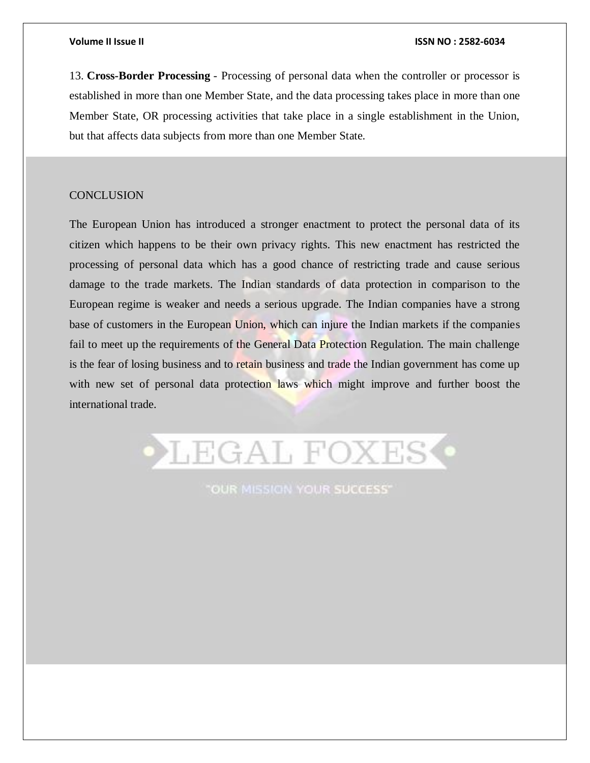13. **Cross-Border Processing** - Processing of personal data when the controller or processor is established in more than one Member State, and the data processing takes place in more than one Member State, OR processing activities that take place in a single establishment in the Union, but that affects data subjects from more than one Member State.

## CONCLUSION

The European Union has introduced a stronger enactment to protect the personal data of its citizen which happens to be their own privacy rights. This new enactment has restricted the processing of personal data which has a good chance of restricting trade and cause serious damage to the trade markets. The Indian standards of data protection in comparison to the European regime is weaker and needs a serious upgrade. The Indian companies have a strong base of customers in the European Union, which can injure the Indian markets if the companies fail to meet up the requirements of the General Data Protection Regulation. The main challenge is the fear of losing business and to retain business and trade the Indian government has come up with new set of personal data protection laws which might improve and further boost the international trade.